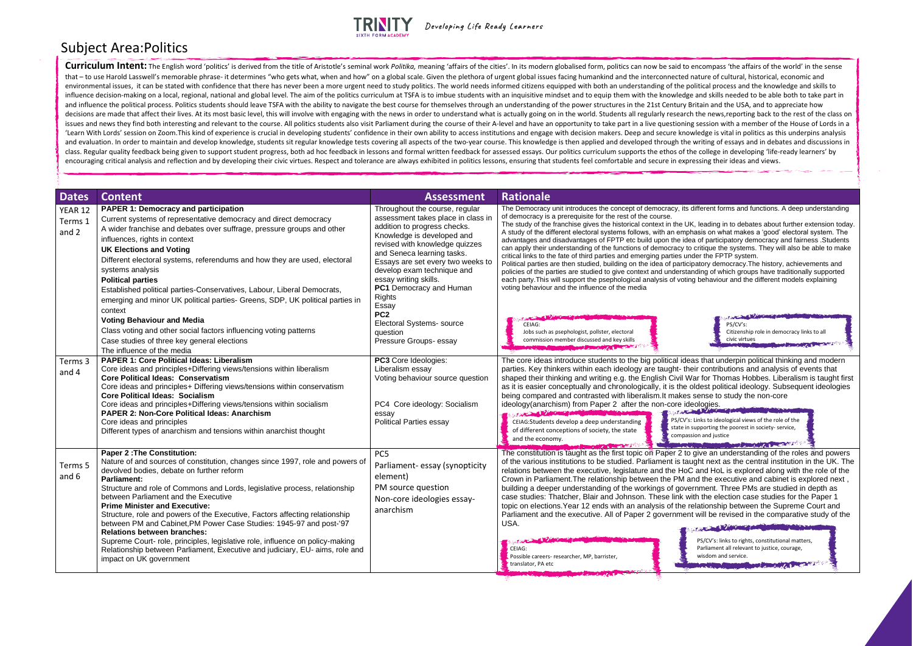Developing Life Ready Learners

# Subject Area:Politics

**Curriculum Intent:** The English word 'politics' is derived from the title of Aristotle's seminal work *Politika,* meaning 'affairs of the cities'. In its modern globalised form, politics can now be said to encompass 'the affairs of the world' in the sense that – to use Harold Lasswell's memorable phrase- it determines "who gets what, when and how" on a global scale. Given the plethora of urgent global issues facing humankind and the interconnected nature of cultural, historical, economic and environmental issues, it can be stated with confidence that there has never been a more urgent need to study politics. The world needs informed citizens equipped with both an understanding of the political process and the knowledge and skills to influence decision-making on a local, regional, national and global level. The aim of the politics curriculum at TSFA is to imbue students with an inquisitive mindset and to equip them with the knowledge and skills needed to be able both to take part in and influence the political process. Politics students should leave TSFA with the ability to navigate the best course for themselves through an understanding of the power structures in the 21st Century Britain and the USA, and to appreciate how decisions are made that affect their lives. At its most basic level, this will involve with engaging with the news in order to understand what is actually going on in the world. Students all regularly research the news,reporting back to the rest of the class on issues and news they find both interesting and relevant to the course. All politics students also visit Parliament during the course of their A-level and have an opportunity to take part in a live questioning session with a member of the House of Lords in a 'Learn With Lords' session on Zoom.This kind of experience is crucial in developing students' confidence in their own ability to access institutions and engage with decision makers. Deep and secure knowledge is vital in politics as this underpins analysis and evaluation. In order to maintain and develop knowledge, students sit regular knowledge tests covering all aspects of the two-year course. This knowledge is then applied and developed through the writing of essays and in debates and discussions in class. Regular quality feedback being given to support student progress, both ad hoc feedback in lessons and formal written feedback for assessed essays. Our politics curriculum supports the ethos of the college in developing 'life-ready learners' by encouraging critical analysis and reflection and by developing their civic virtues. Respect and tolerance are always exhibited in politics lessons, ensuring that students feel comfortable and secure in expressing their ideas and views.

| Dates | Content | Assessment | Rationale |
|---|---|---|---|
| YEAR 12 Terms 1 and 2 | **PAPER 1: Democracy and participation**<br>Current systems of representative democracy and direct democracy<br>A wider franchise and debates over suffrage, pressure groups and other influences, rights in context<br>**UK Elections and Voting**<br>Different electoral systems, referendums and how they are used, electoral systems analysis<br>**Political parties**<br>Established political parties-Conservatives, Labour, Liberal Democrats, emerging and minor UK political parties- Greens, SDP, UK political parties in context<br>**Voting Behaviour and Media**<br>Class voting and other social factors influencing voting patterns<br>Case studies of three key general elections<br>The influence of the media | Throughout the course, regular assessment takes place in class in addition to progress checks. Knowledge is developed and revised with knowledge quizzes and Seneca learning tasks. Essays are set every two weeks to develop exam technique and essay writing skills.<br>**PC1** Democracy and Human Rights<br>Essay<br>**PC2**<br>Electoral Systems- source question<br>Pressure Groups- essay | The Democracy unit introduces the concept of democracy, its different forms and functions. A deep understanding of democracy is a prerequisite for the rest of the course.<br>The study of the franchise gives the historical context in the UK, leading in to debates about further extension today. A study of the different electoral systems follows, with an emphasis on what makes a 'good' electoral system. The advantages and disadvantages of FPTP etc build upon the idea of participatory democracy and fairness .Students can apply their understanding of the functions of democracy to critique the systems. They will also be able to make critical links to the fate of third parties and emerging parties under the FPTP system.<br>Political parties are then studied, building on the idea of participatory democracy.The history, achievements and policies of the parties are studied to give context and understanding of which groups have traditionally supported each party.This will support the psephological analysis of voting behaviour and the different models explaining voting behaviour and the influence of the media<br><br>CEIAG:<br>Jobs such as psephologist, pollster, electoral commission member discussed and key skills<br><br>PS/CV's:<br>Citizenship role in democracy links to all civic virtues |
| Terms 3 and 4 | **PAPER 1: Core Political Ideas: Liberalism**<br>Core ideas and principles+Differing views/tensions within liberalism<br>**Core Political Ideas: Conservatism**<br>Core ideas and principles+ Differing views/tensions within conservatism<br>**Core Political Ideas: Socialism**<br>Core ideas and principles+Differing views/tensions within socialism<br>**PAPER 2: Non-Core Political Ideas: Anarchism**<br>Core ideas and principles<br>Different types of anarchism and tensions within anarchist thought | **PC3** Core Ideologies:<br>Liberalism essay<br>Voting behaviour source question<br><br>PC4 Core ideology: Socialism essay<br>Political Parties essay | The core ideas introduce students to the big political ideas that underpin political thinking and modern parties. Key thinkers within each ideology are taught- their contributions and analysis of events that shaped their thinking and writing e.g. the English Civil War for Thomas Hobbes. Liberalism is taught first as it is easier conceptually and chronologically, it is the oldest political ideology. Subsequent ideologies being compared and contrasted with liberalism.It makes sense to study the non-core ideology(anarchism) from Paper 2 after the non-core ideologies.<br><br>CEIAG:Students develop a deep understanding of different conceptions of society, the state and the economy.<br><br>PS/CV's: Links to ideological views of the role of the state in supporting the poorest in society- service, compassion and justice |
| Terms 5 and 6 | **Paper 2 :The Constitution:**<br>Nature of and sources of constitution, changes since 1997, role and powers of devolved bodies, debate on further reform<br>**Parliament:**<br>Structure and role of Commons and Lords, legislative process, relationship between Parliament and the Executive<br>**Prime Minister and Executive:**<br>Structure, role and powers of the Executive, Factors affecting relationship between PM and Cabinet,PM Power Case Studies: 1945-97 and post-'97<br>**Relations between branches:**<br>Supreme Court- role, principles, legislative role, influence on policy-making<br>Relationship between Parliament, Executive and judiciary, EU- aims, role and impact on UK government | PC5<br>Parliament- essay (synopticity element)<br>PM source question<br>Non-core ideologies essay- anarchism | The constitution is taught as the first topic on Paper 2 to give an understanding of the roles and powers of the various institutions to be studied. Parliament is taught next as the central institution in the UK. The relations between the executive, legislature and the HoC and HoL is explored along with the role of the Crown in Parliament.The relationship between the PM and the executive and cabinet is explored next , building a deeper understanding of the workings of government. Three PMs are studied in depth as case studies: Thatcher, Blair and Johnson. These link with the election case studies for the Paper 1 topic on elections.Year 12 ends with an analysis of the relationship between the Supreme Court and Parliament and the executive. All of Paper 2 government will be revised in the comparative study of the USA.<br><br>CEIAG:<br>Possible careers- researcher, MP, barrister, translator, PA etc<br><br>PS/CV's: links to rights, constitutional matters, Parliament all relevant to justice, courage, wisdom and service. |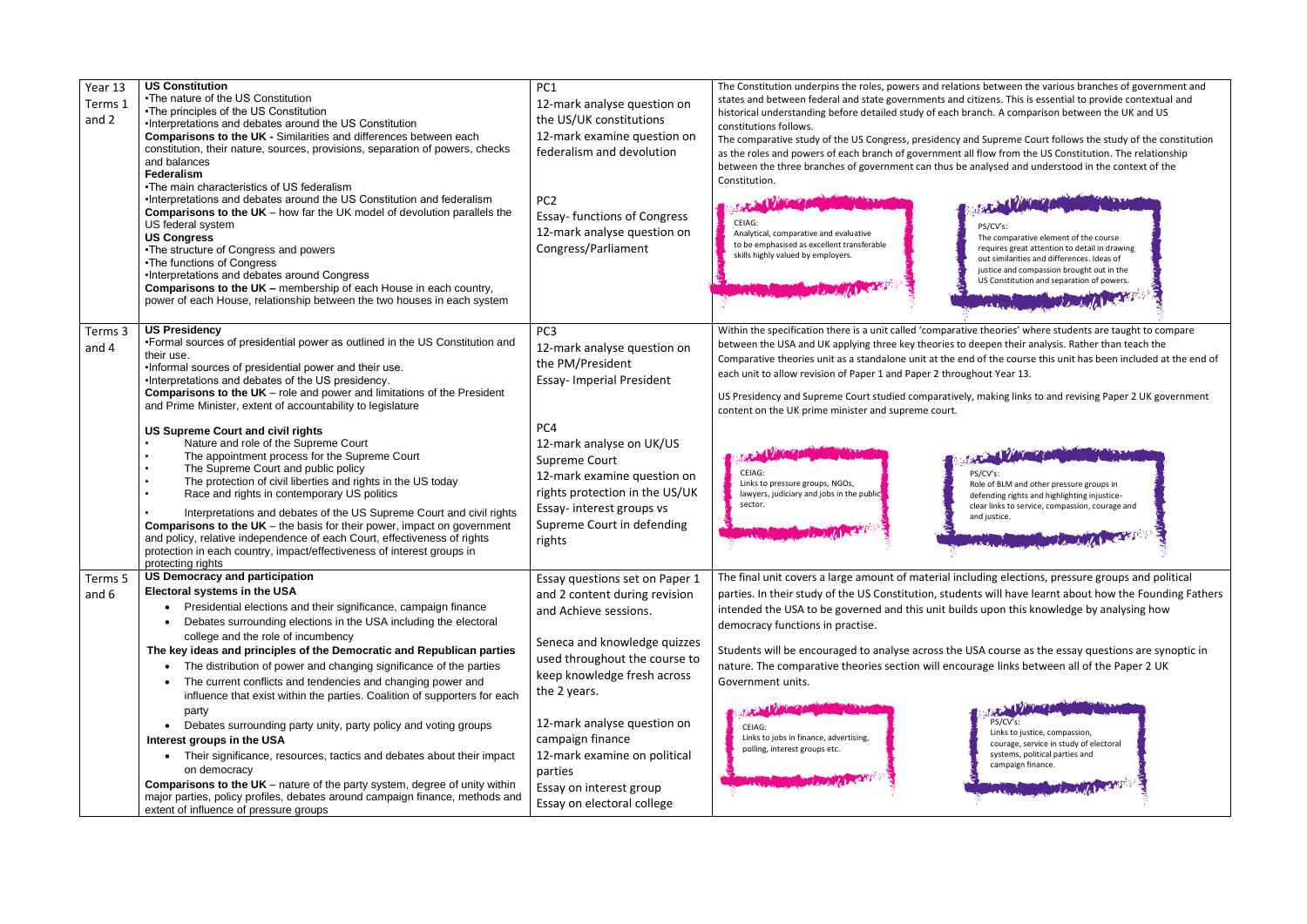| | | | |
|---|---|---|---|
| Year 13 Terms 1 and 2 | **US Constitution**<br>•The nature of the US Constitution<br>•The principles of the US Constitution<br>•Interpretations and debates around the US Constitution<br>**Comparisons to the UK -** Similarities and differences between each constitution, their nature, sources, provisions, separation of powers, checks and balances<br>**Federalism**<br>•The main characteristics of US federalism<br>•Interpretations and debates around the US Constitution and federalism<br>**Comparisons to the UK** – how far the UK model of devolution parallels the US federal system<br>**US Congress**<br>•The structure of Congress and powers<br>•The functions of Congress<br>•Interpretations and debates around Congress<br>**Comparisons to the UK –** membership of each House in each country, power of each House, relationship between the two houses in each system | PC1<br>12-mark analyse question on the US/UK constitutions<br>12-mark examine question on federalism and devolution<br><br>PC2<br>Essay- functions of Congress<br>12-mark analyse question on Congress/Parliament | The Constitution underpins the roles, powers and relations between the various branches of government and states and between federal and state governments and citizens. This is essential to provide contextual and historical understanding before detailed study of each branch. A comparison between the UK and US constitutions follows.<br>The comparative study of the US Congress, presidency and Supreme Court follows the study of the constitution as the roles and powers of each branch of government all flow from the US Constitution. The relationship between the three branches of government can thus be analysed and understood in the context of the Constitution.<br><br>CEIAG:<br>Analytical, comparative and evaluative to be emphasised as excellent transferable skills highly valued by employers.<br><br>PS/CV's:<br>The comparative element of the course requires great attention to detail in drawing out similarities and differences. Ideas of justice and compassion brought out in the US Constitution and separation of powers. |
| Terms 3 and 4 | **US Presidency**<br>•Formal sources of presidential power as outlined in the US Constitution and their use.<br>•Informal sources of presidential power and their use.<br>•Interpretations and debates of the US presidency.<br>**Comparisons to the UK** – role and power and limitations of the President and Prime Minister, extent of accountability to legislature<br><br>**US Supreme Court and civil rights**<br>• Nature and role of the Supreme Court<br>• The appointment process for the Supreme Court<br>• The Supreme Court and public policy<br>• The protection of civil liberties and rights in the US today<br>• Race and rights in contemporary US politics<br>• Interpretations and debates of the US Supreme Court and civil rights<br>**Comparisons to the UK** – the basis for their power, impact on government and policy, relative independence of each Court, effectiveness of rights protection in each country, impact/effectiveness of interest groups in protecting rights | PC3<br>12-mark analyse question on the PM/President<br>Essay- Imperial President<br><br>PC4<br>12-mark analyse on UK/US Supreme Court<br>12-mark examine question on rights protection in the US/UK<br>Essay- interest groups vs Supreme Court in defending rights | Within the specification there is a unit called 'comparative theories' where students are taught to compare between the USA and UK applying three key theories to deepen their analysis. Rather than teach the Comparative theories unit as a standalone unit at the end of the course this unit has been included at the end of each unit to allow revision of Paper 1 and Paper 2 throughout Year 13.<br><br>US Presidency and Supreme Court studied comparatively, making links to and revising Paper 2 UK government content on the UK prime minister and supreme court.<br><br>CEIAG:<br>Links to pressure groups, NGOs, lawyers, judiciary and jobs in the public sector.<br><br>PS/CV's:<br>Role of BLM and other pressure groups in defending rights and highlighting injustice- clear links to service, compassion, courage and and justice. |
| Terms 5 and 6 | **US Democracy and participation**<br>**Electoral systems in the USA**<br>• Presidential elections and their significance, campaign finance<br>• Debates surrounding elections in the USA including the electoral college and the role of incumbency<br>**The key ideas and principles of the Democratic and Republican parties**<br>• The distribution of power and changing significance of the parties<br>• The current conflicts and tendencies and changing power and influence that exist within the parties. Coalition of supporters for each party<br>• Debates surrounding party unity, party policy and voting groups<br>**Interest groups in the USA**<br>• Their significance, resources, tactics and debates about their impact on democracy<br>**Comparisons to the UK** – nature of the party system, degree of unity within major parties, policy profiles, debates around campaign finance, methods and extent of influence of pressure groups | Essay questions set on Paper 1 and 2 content during revision and Achieve sessions.<br><br>Seneca and knowledge quizzes used throughout the course to keep knowledge fresh across the 2 years.<br><br>12-mark analyse question on campaign finance<br>12-mark examine on political parties<br>Essay on interest group<br>Essay on electoral college | The final unit covers a large amount of material including elections, pressure groups and political parties. In their study of the US Constitution, students will have learnt about how the Founding Fathers intended the USA to be governed and this unit builds upon this knowledge by analysing how democracy functions in practise.<br><br>Students will be encouraged to analyse across the USA course as the essay questions are synoptic in nature. The comparative theories section will encourage links between all of the Paper 2 UK Government units.<br><br>CEIAG:<br>Links to jobs in finance, advertising, polling, interest groups etc.<br><br>PS/CV's:<br>Links to justice, compassion, courage, service in study of electoral systems, political parties and campaign finance. |